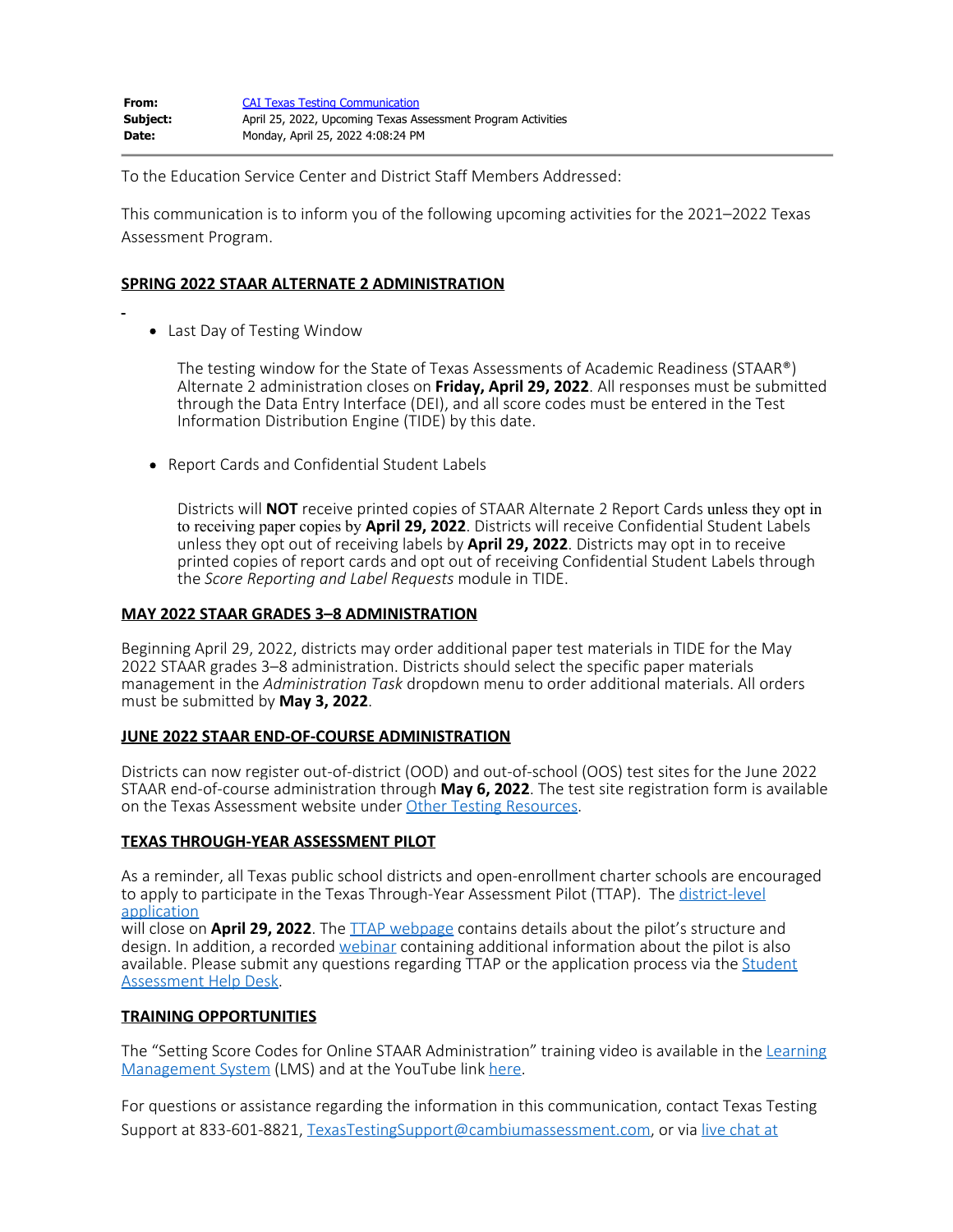| | |
|---|---|
| **From:** | CAI Texas Testing Communication |
| **Subject:** | April 25, 2022, Upcoming Texas Assessment Program Activities |
| **Date:** | Monday, April 25, 2022 4:08:24 PM |

To the Education Service Center and District Staff Members Addressed:

This communication is to inform you of the following upcoming activities for the 2021–2022 Texas Assessment Program.

## SPRING 2022 STAAR ALTERNATE 2 ADMINISTRATION

- Last Day of Testing Window

  The testing window for the State of Texas Assessments of Academic Readiness (STAAR®) Alternate 2 administration closes on **Friday, April 29, 2022**. All responses must be submitted through the Data Entry Interface (DEI), and all score codes must be entered in the Test Information Distribution Engine (TIDE) by this date.

- Report Cards and Confidential Student Labels

  Districts will **NOT** receive printed copies of STAAR Alternate 2 Report Cards unless they opt in to receiving paper copies by **April 29, 2022**. Districts will receive Confidential Student Labels unless they opt out of receiving labels by **April 29, 2022**. Districts may opt in to receive printed copies of report cards and opt out of receiving Confidential Student Labels through the *Score Reporting and Label Requests* module in TIDE.

## MAY 2022 STAAR GRADES 3–8 ADMINISTRATION

Beginning April 29, 2022, districts may order additional paper test materials in TIDE for the May 2022 STAAR grades 3–8 administration. Districts should select the specific paper materials management in the *Administration Task* dropdown menu to order additional materials. All orders must be submitted by **May 3, 2022**.

## JUNE 2022 STAAR END-OF-COURSE ADMINISTRATION

Districts can now register out-of-district (OOD) and out-of-school (OOS) test sites for the June 2022 STAAR end-of-course administration through **May 6, 2022**. The test site registration form is available on the Texas Assessment website under Other Testing Resources.

## TEXAS THROUGH-YEAR ASSESSMENT PILOT

As a reminder, all Texas public school districts and open-enrollment charter schools are encouraged to apply to participate in the Texas Through-Year Assessment Pilot (TTAP). The district-level application will close on **April 29, 2022**. The TTAP webpage contains details about the pilot's structure and design. In addition, a recorded webinar containing additional information about the pilot is also available. Please submit any questions regarding TTAP or the application process via the Student Assessment Help Desk.

## TRAINING OPPORTUNITIES

The "Setting Score Codes for Online STAAR Administration" training video is available in the Learning Management System (LMS) and at the YouTube link here.

For questions or assistance regarding the information in this communication, contact Texas Testing Support at 833-601-8821, TexasTestingSupport@cambiumassessment.com, or via live chat at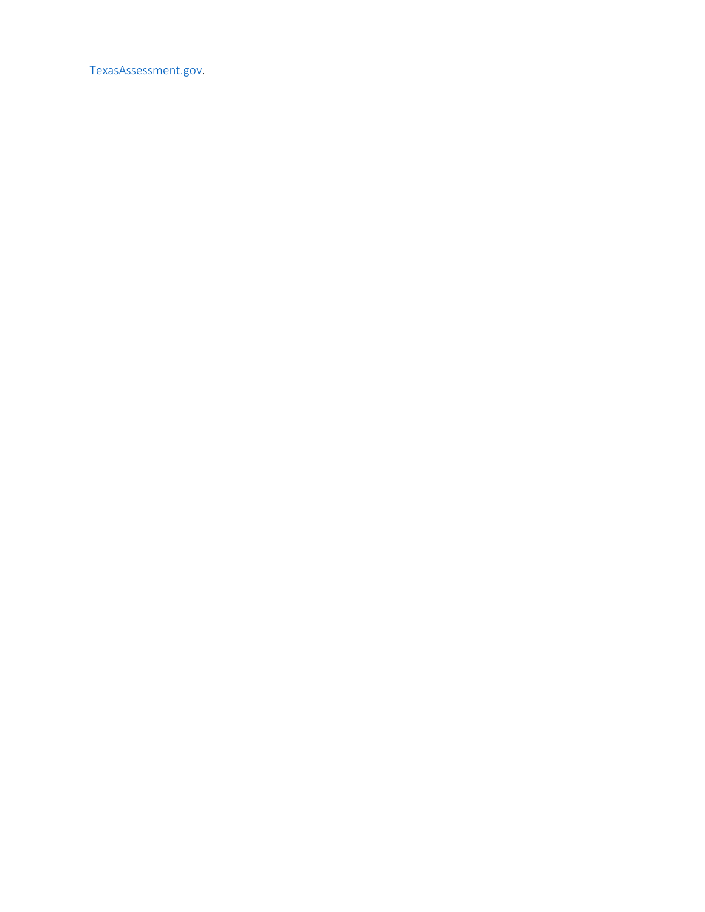[TexasAssessment.gov](https://TexasAssessment.gov).